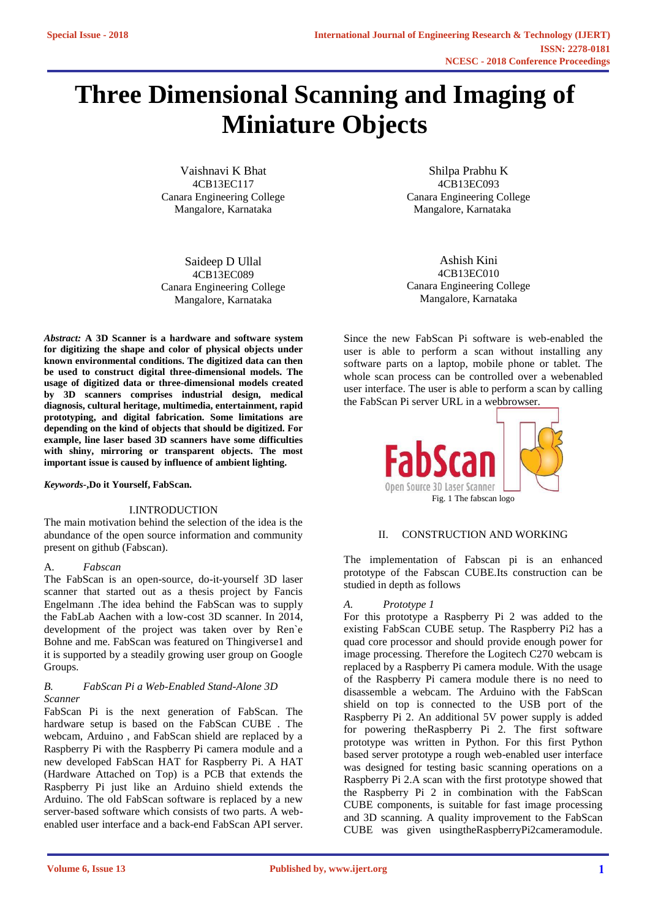# Three Dimensional Scanning and Imaging of Miniature Objects

Vaishnavi K Bhat
4CB13EC117
Canara Engineering College
Mangalore, Karnataka

Shilpa Prabhu K
4CB13EC093
Canara Engineering College
Mangalore, Karnataka

Saideep D Ullal
4CB13EC089
Canara Engineering College
Mangalore, Karnataka

Ashish Kini
4CB13EC010
Canara Engineering College
Mangalore, Karnataka

***Abstract:*** **A 3D Scanner is a hardware and software system for digitizing the shape and color of physical objects under known environmental conditions. The digitized data can then be used to construct digital three-dimensional models. The usage of digitized data or three-dimensional models created by 3D scanners comprises industrial design, medical diagnosis, cultural heritage, multimedia, entertainment, rapid prototyping, and digital fabrication. Some limitations are depending on the kind of objects that should be digitized. For example, line laser based 3D scanners have some difficulties with shiny, mirroring or transparent objects. The most important issue is caused by influence of ambient lighting.**

***Keywords-*****,Do it Yourself, FabScan.**

## I.INTRODUCTION

The main motivation behind the selection of the idea is the abundance of the open source information and community present on github (Fabscan).

### A. *Fabscan*

The FabScan is an open-source, do-it-yourself 3D laser scanner that started out as a thesis project by Fancis Engelmann .The idea behind the FabScan was to supply the FabLab Aachen with a low-cost 3D scanner. In 2014, development of the project was taken over by Ren`e Bohne and me. FabScan was featured on Thingiverse1 and it is supported by a steadily growing user group on Google Groups.

### B. *FabScan Pi a Web-Enabled Stand-Alone 3D Scanner*

FabScan Pi is the next generation of FabScan. The hardware setup is based on the FabScan CUBE . The webcam, Arduino , and FabScan shield are replaced by a Raspberry Pi with the Raspberry Pi camera module and a new developed FabScan HAT for Raspberry Pi. A HAT (Hardware Attached on Top) is a PCB that extends the Raspberry Pi just like an Arduino shield extends the Arduino. The old FabScan software is replaced by a new server-based software which consists of two parts. A web-enabled user interface and a back-end FabScan API server.

Since the new FabScan Pi software is web-enabled the user is able to perform a scan without installing any software parts on a laptop, mobile phone or tablet. The whole scan process can be controlled over a webenabled user interface. The user is able to perform a scan by calling the FabScan Pi server URL in a webbrowser.

Fig. 1 The fabscan logo

## II. CONSTRUCTION AND WORKING

The implementation of Fabscan pi is an enhanced prototype of the Fabscan CUBE.Its construction can be studied in depth as follows

### A. *Prototype 1*

For this prototype a Raspberry Pi 2 was added to the existing FabScan CUBE setup. The Raspberry Pi2 has a quad core processor and should provide enough power for image processing. Therefore the Logitech C270 webcam is replaced by a Raspberry Pi camera module. With the usage of the Raspberry Pi camera module there is no need to disassemble a webcam. The Arduino with the FabScan shield on top is connected to the USB port of the Raspberry Pi 2. An additional 5V power supply is added for powering theRaspberry Pi 2. The first software prototype was written in Python. For this first Python based server prototype a rough web-enabled user interface was designed for testing basic scanning operations on a Raspberry Pi 2.A scan with the first prototype showed that the Raspberry Pi 2 in combination with the FabScan CUBE components, is suitable for fast image processing and 3D scanning. A quality improvement to the FabScan CUBE was given usingtheRaspberryPi2cameramodule.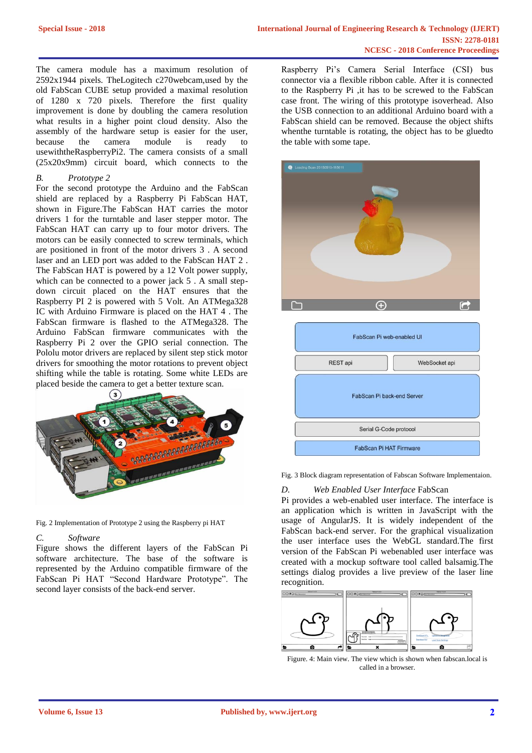The camera module has a maximum resolution of 2592x1944 pixels. TheLogitech c270webcam,used by the old FabScan CUBE setup provided a maximal resolution of 1280 x 720 pixels. Therefore the first quality improvement is done by doubling the camera resolution what results in a higher point cloud density. Also the assembly of the hardware setup is easier for the user, because the camera module is ready to usewiththeRaspberryPi2. The camera consists of a small (25x20x9mm) circuit board, which connects to the

### *B. Prototype 2*

For the second prototype the Arduino and the FabScan shield are replaced by a Raspberry Pi FabScan HAT, shown in Figure.The FabScan HAT carries the motor drivers 1 for the turntable and laser stepper motor. The FabScan HAT can carry up to four motor drivers. The motors can be easily connected to screw terminals, which are positioned in front of the motor drivers 3 . A second laser and an LED port was added to the FabScan HAT 2 . The FabScan HAT is powered by a 12 Volt power supply, which can be connected to a power jack 5 . A small step-down circuit placed on the HAT ensures that the Raspberry PI 2 is powered with 5 Volt. An ATMega328 IC with Arduino Firmware is placed on the HAT 4 . The FabScan firmware is flashed to the ATMega328. The Arduino FabScan firmware communicates with the Raspberry Pi 2 over the GPIO serial connection. The Pololu motor drivers are replaced by silent step stick motor drivers for smoothing the motor rotations to prevent object shifting while the table is rotating. Some white LEDs are placed beside the camera to get a better texture scan.

Fig. 2 Implementation of Prototype 2 using the Raspberry pi HAT

### *C. Software*

Figure shows the different layers of the FabScan Pi software architecture. The base of the software is represented by the Arduino compatible firmware of the FabScan Pi HAT "Second Hardware Prototype". The second layer consists of the back-end server.

Raspberry Pi's Camera Serial Interface (CSI) bus connector via a flexible ribbon cable. After it is connected to the Raspberry Pi ,it has to be screwed to the FabScan case front. The wiring of this prototype isoverhead. Also the USB connection to an additional Arduino board with a FabScan shield can be removed. Because the object shifts whenthe turntable is rotating, the object has to be gluedto the table with some tape.

Fig. 3 Block diagram representation of Fabscan Software Implementaion.

### *D. Web Enabled User Interface*

FabScan Pi provides a web-enabled user interface. The interface is an application which is written in JavaScript with the usage of AngularJS. It is widely independent of the FabScan back-end server. For the graphical visualization the user interface uses the WebGL standard.The first version of the FabScan Pi webenabled user interface was created with a mockup software tool called balsamig.The settings dialog provides a live preview of the laser line recognition.

Figure. 4: Main view. The view which is shown when fabscan.local is called in a browser.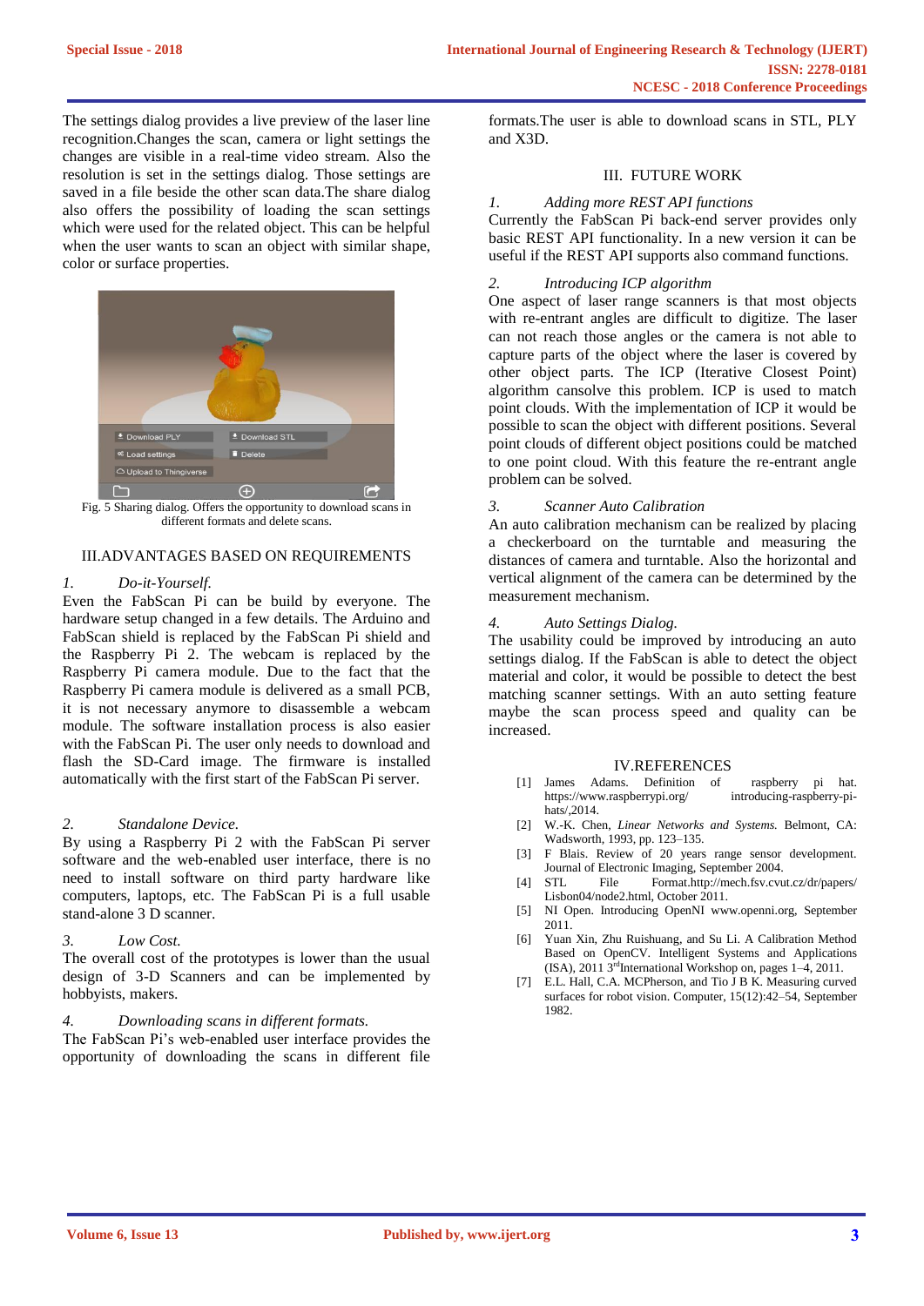The settings dialog provides a live preview of the laser line recognition.Changes the scan, camera or light settings the changes are visible in a real-time video stream. Also the resolution is set in the settings dialog. Those settings are saved in a file beside the other scan data.The share dialog also offers the possibility of loading the scan settings which were used for the related object. This can be helpful when the user wants to scan an object with similar shape, color or surface properties.

Fig. 5 Sharing dialog. Offers the opportunity to download scans in different formats and delete scans.

## III.ADVANTAGES BASED ON REQUIREMENTS

*1. Do-it-Yourself.*

Even the FabScan Pi can be build by everyone. The hardware setup changed in a few details. The Arduino and FabScan shield is replaced by the FabScan Pi shield and the Raspberry Pi 2. The webcam is replaced by the Raspberry Pi camera module. Due to the fact that the Raspberry Pi camera module is delivered as a small PCB, it is not necessary anymore to disassemble a webcam module. The software installation process is also easier with the FabScan Pi. The user only needs to download and flash the SD-Card image. The firmware is installed automatically with the first start of the FabScan Pi server.

*2. Standalone Device.*

By using a Raspberry Pi 2 with the FabScan Pi server software and the web-enabled user interface, there is no need to install software on third party hardware like computers, laptops, etc. The FabScan Pi is a full usable stand-alone 3 D scanner.

*3. Low Cost.*

The overall cost of the prototypes is lower than the usual design of 3-D Scanners and can be implemented by hobbyists, makers.

*4. Downloading scans in different formats.*

The FabScan Pi's web-enabled user interface provides the opportunity of downloading the scans in different file formats.The user is able to download scans in STL, PLY and X3D.

## III. FUTURE WORK

*1. Adding more REST API functions*

Currently the FabScan Pi back-end server provides only basic REST API functionality. In a new version it can be useful if the REST API supports also command functions.

*2. Introducing ICP algorithm*

One aspect of laser range scanners is that most objects with re-entrant angles are difficult to digitize. The laser can not reach those angles or the camera is not able to capture parts of the object where the laser is covered by other object parts. The ICP (Iterative Closest Point) algorithm cansolve this problem. ICP is used to match point clouds. With the implementation of ICP it would be possible to scan the object with different positions. Several point clouds of different object positions could be matched to one point cloud. With this feature the re-entrant angle problem can be solved.

*3. Scanner Auto Calibration*

An auto calibration mechanism can be realized by placing a checkerboard on the turntable and measuring the distances of camera and turntable. Also the horizontal and vertical alignment of the camera can be determined by the measurement mechanism.

*4. Auto Settings Dialog.*

The usability could be improved by introducing an auto settings dialog. If the FabScan is able to detect the object material and color, it would be possible to detect the best matching scanner settings. With an auto setting feature maybe the scan process speed and quality can be increased.

## IV.REFERENCES

[1] James Adams. Definition of raspberry pi hat. https://www.raspberrypi.org/ introducing-raspberry-pi-hats/,2014.

[2] W.-K. Chen, *Linear Networks and Systems.* Belmont, CA: Wadsworth, 1993, pp. 123–135.

[3] F Blais. Review of 20 years range sensor development. Journal of Electronic Imaging, September 2004.

[4] STL File Format.http://mech.fsv.cvut.cz/dr/papers/ Lisbon04/node2.html, October 2011.

[5] NI Open. Introducing OpenNI www.openni.org, September 2011.

[6] Yuan Xin, Zhu Ruishuang, and Su Li. A Calibration Method Based on OpenCV. Intelligent Systems and Applications (ISA), 2011 3rd International Workshop on, pages 1–4, 2011.

[7] E.L. Hall, C.A. MCPherson, and Tio J B K. Measuring curved surfaces for robot vision. Computer, 15(12):42–54, September 1982.